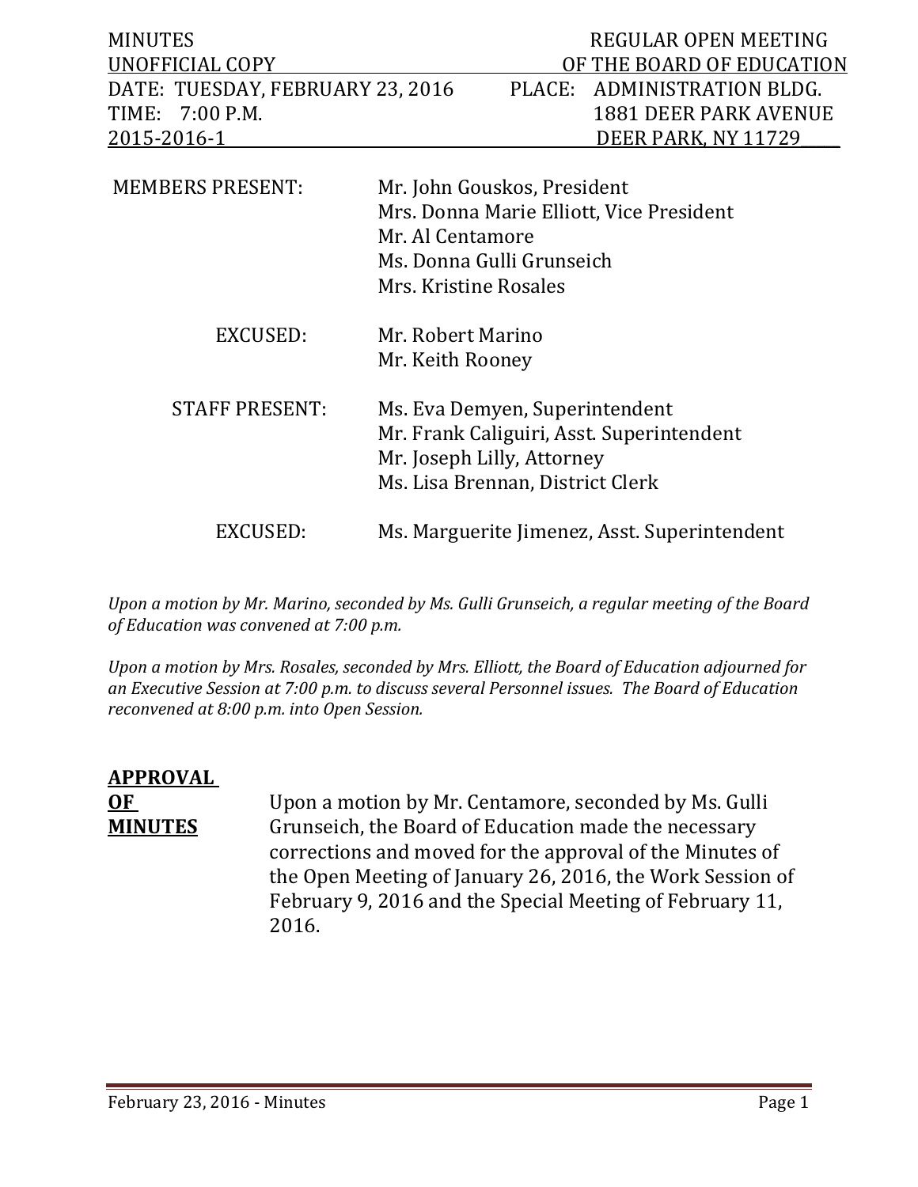MINUTES — REGULAR OPEN MEETING
UNOFFICIAL COPY — OF THE BOARD OF EDUCATION

DATE: TUESDAY, FEBRUARY 23, 2016 — PLACE: ADMINISTRATION BLDG.
TIME: 7:00 P.M. — 1881 DEER PARK AVENUE
2015-2016-1 — DEER PARK, NY 11729

| | |
|---|---|
| MEMBERS PRESENT: | Mr. John Gouskos, President<br>Mrs. Donna Marie Elliott, Vice President<br>Mr. Al Centamore<br>Ms. Donna Gulli Grunseich<br>Mrs. Kristine Rosales |
| EXCUSED: | Mr. Robert Marino<br>Mr. Keith Rooney |
| STAFF PRESENT: | Ms. Eva Demyen, Superintendent<br>Mr. Frank Caliguiri, Asst. Superintendent<br>Mr. Joseph Lilly, Attorney<br>Ms. Lisa Brennan, District Clerk |
| EXCUSED: | Ms. Marguerite Jimenez, Asst. Superintendent |

*Upon a motion by Mr. Marino, seconded by Ms. Gulli Grunseich, a regular meeting of the Board of Education was convened at 7:00 p.m.*

*Upon a motion by Mrs. Rosales, seconded by Mrs. Elliott, the Board of Education adjourned for an Executive Session at 7:00 p.m. to discuss several Personnel issues. The Board of Education reconvened at 8:00 p.m. into Open Session.*

**APPROVAL OF MINUTES**

Upon a motion by Mr. Centamore, seconded by Ms. Gulli Grunseich, the Board of Education made the necessary corrections and moved for the approval of the Minutes of the Open Meeting of January 26, 2016, the Work Session of February 9, 2016 and the Special Meeting of February 11, 2016.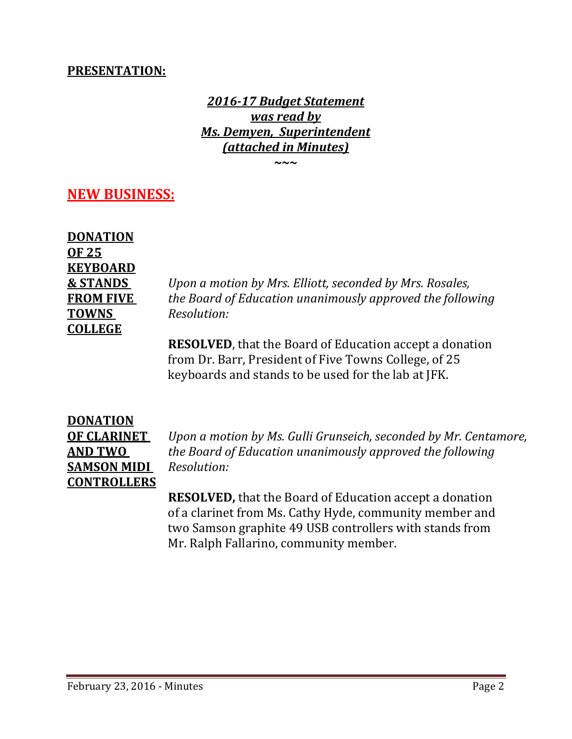**PRESENTATION:**

***2016-17 Budget Statement***
***was read by***
***Ms. Demyen, Superintendent***
***(attached in Minutes)***

~~~

## NEW BUSINESS:

**DONATION OF 25 KEYBOARD & STANDS FROM FIVE TOWNS COLLEGE**

*Upon a motion by Mrs. Elliott, seconded by Mrs. Rosales, the Board of Education unanimously approved the following Resolution:*

**RESOLVED**, that the Board of Education accept a donation from Dr. Barr, President of Five Towns College, of 25 keyboards and stands to be used for the lab at JFK.

**DONATION OF CLARINET AND TWO SAMSON MIDI CONTROLLERS**

*Upon a motion by Ms. Gulli Grunseich, seconded by Mr. Centamore, the Board of Education unanimously approved the following Resolution:*

**RESOLVED,** that the Board of Education accept a donation of a clarinet from Ms. Cathy Hyde, community member and two Samson graphite 49 USB controllers with stands from Mr. Ralph Fallarino, community member.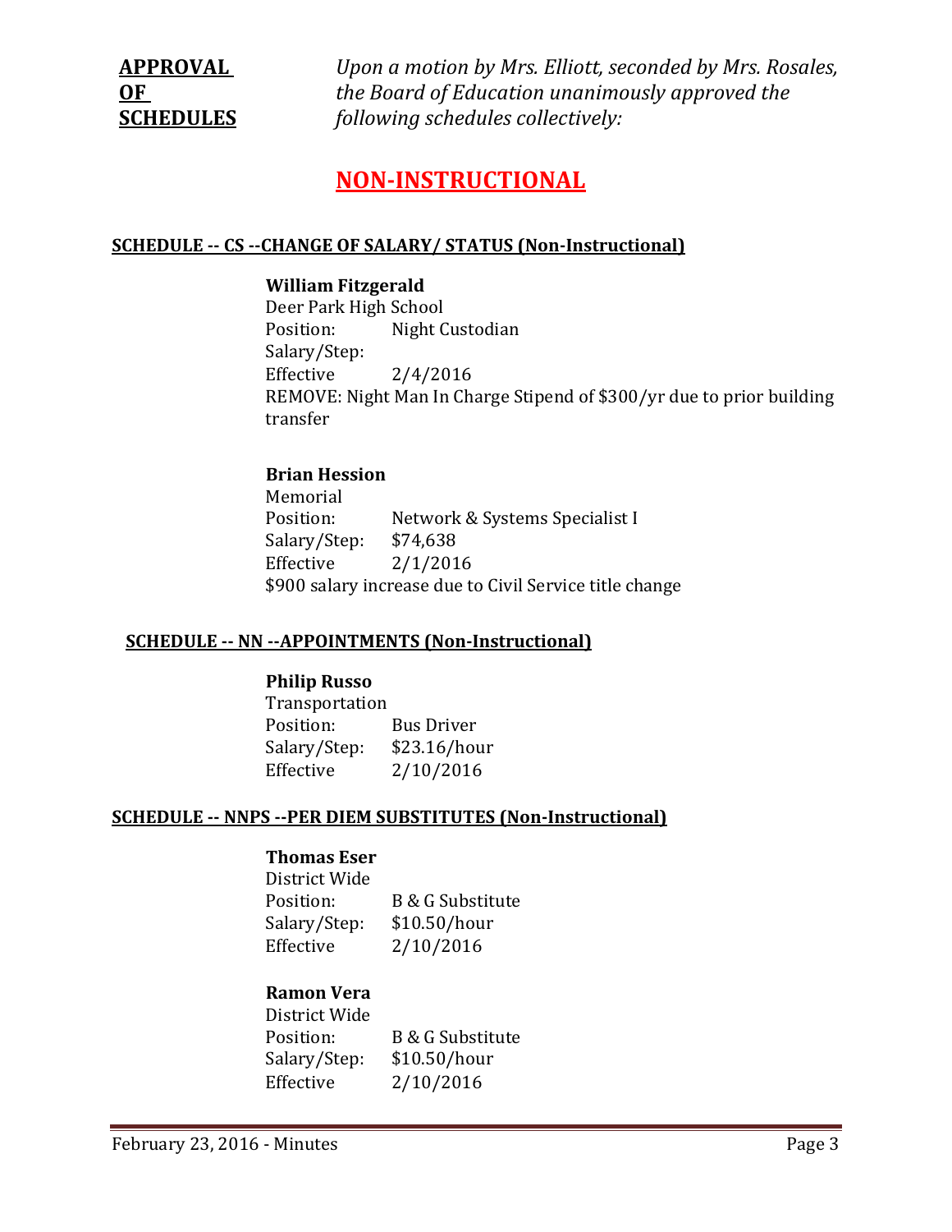**APPROVAL OF SCHEDULES**

*Upon a motion by Mrs. Elliott, seconded by Mrs. Rosales, the Board of Education unanimously approved the following schedules collectively:*

# NON-INSTRUCTIONAL

## SCHEDULE -- CS --CHANGE OF SALARY/ STATUS (Non-Instructional)

**William Fitzgerald**
Deer Park High School
Position: Night Custodian
Salary/Step:
Effective 2/4/2016
REMOVE: Night Man In Charge Stipend of $300/yr due to prior building transfer

**Brian Hession**
Memorial
Position: Network & Systems Specialist I
Salary/Step: $74,638
Effective 2/1/2016
$900 salary increase due to Civil Service title change

## SCHEDULE -- NN --APPOINTMENTS (Non-Instructional)

**Philip Russo**
Transportation
Position: Bus Driver
Salary/Step: $23.16/hour
Effective 2/10/2016

## SCHEDULE -- NNPS --PER DIEM SUBSTITUTES (Non-Instructional)

**Thomas Eser**
District Wide
Position: B & G Substitute
Salary/Step: $10.50/hour
Effective 2/10/2016

**Ramon Vera**
District Wide
Position: B & G Substitute
Salary/Step: $10.50/hour
Effective 2/10/2016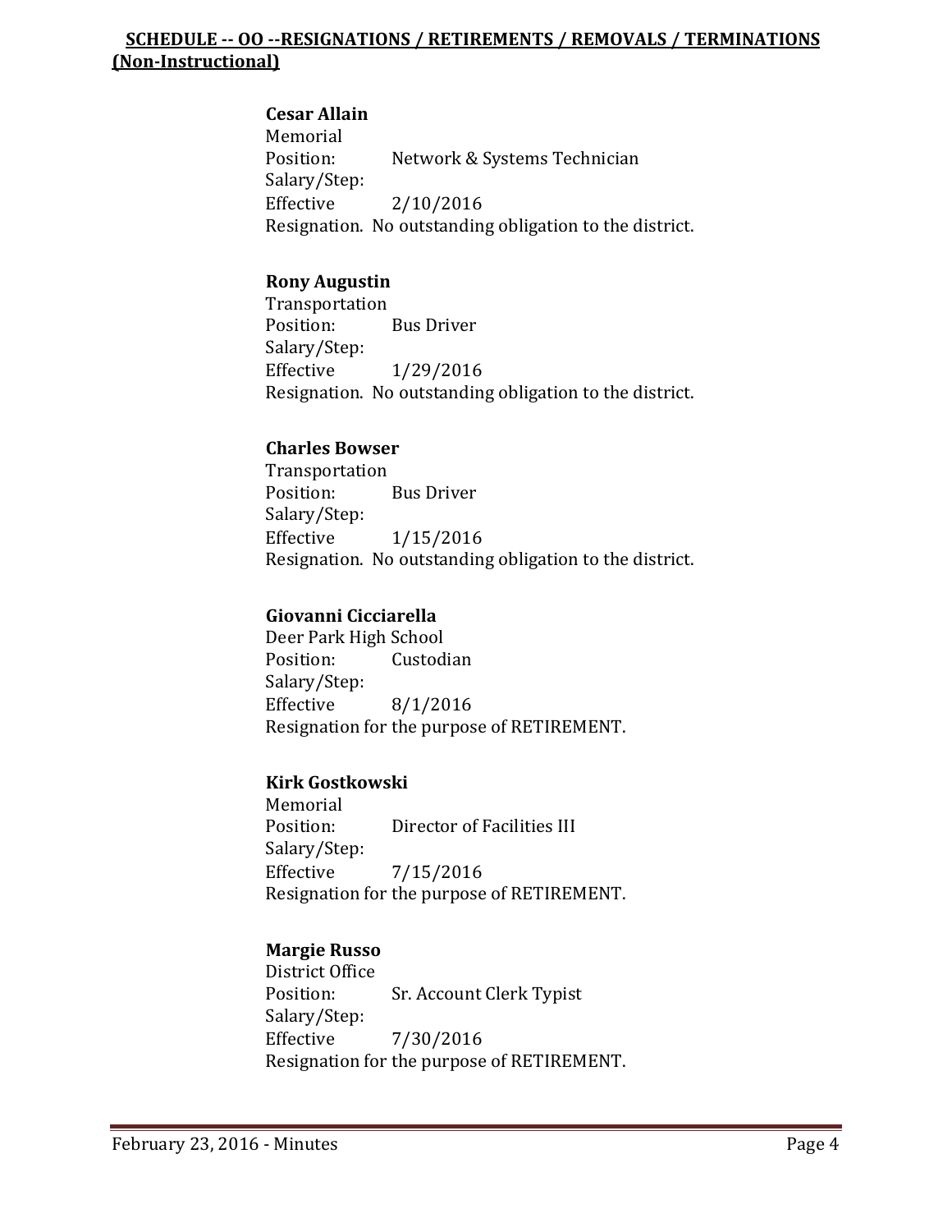## SCHEDULE -- OO --RESIGNATIONS / RETIREMENTS / REMOVALS / TERMINATIONS (Non-Instructional)

**Cesar Allain**
Memorial
Position: Network & Systems Technician
Salary/Step:
Effective 2/10/2016
Resignation. No outstanding obligation to the district.

**Rony Augustin**
Transportation
Position: Bus Driver
Salary/Step:
Effective 1/29/2016
Resignation. No outstanding obligation to the district.

**Charles Bowser**
Transportation
Position: Bus Driver
Salary/Step:
Effective 1/15/2016
Resignation. No outstanding obligation to the district.

**Giovanni Cicciarella**
Deer Park High School
Position: Custodian
Salary/Step:
Effective 8/1/2016
Resignation for the purpose of RETIREMENT.

**Kirk Gostkowski**
Memorial
Position: Director of Facilities III
Salary/Step:
Effective 7/15/2016
Resignation for the purpose of RETIREMENT.

**Margie Russo**
District Office
Position: Sr. Account Clerk Typist
Salary/Step:
Effective 7/30/2016
Resignation for the purpose of RETIREMENT.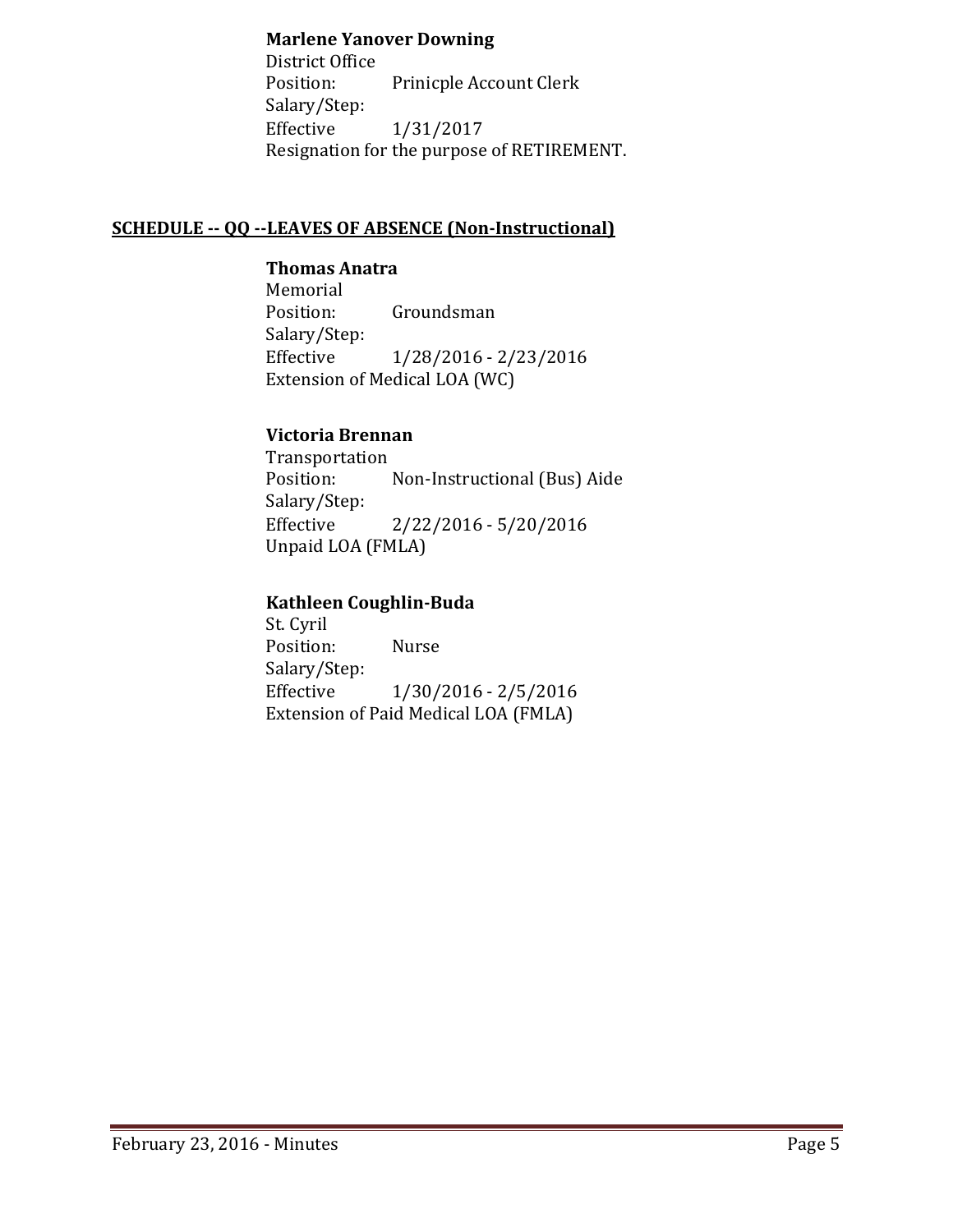**Marlene Yanover Downing**
District Office
Position: Prinicple Account Clerk
Salary/Step:
Effective 1/31/2017
Resignation for the purpose of RETIREMENT.

**SCHEDULE -- QQ --LEAVES OF ABSENCE (Non-Instructional)**

**Thomas Anatra**
Memorial
Position: Groundsman
Salary/Step:
Effective 1/28/2016 - 2/23/2016
Extension of Medical LOA (WC)

**Victoria Brennan**
Transportation
Position: Non-Instructional (Bus) Aide
Salary/Step:
Effective 2/22/2016 - 5/20/2016
Unpaid LOA (FMLA)

**Kathleen Coughlin-Buda**
St. Cyril
Position: Nurse
Salary/Step:
Effective 1/30/2016 - 2/5/2016
Extension of Paid Medical LOA (FMLA)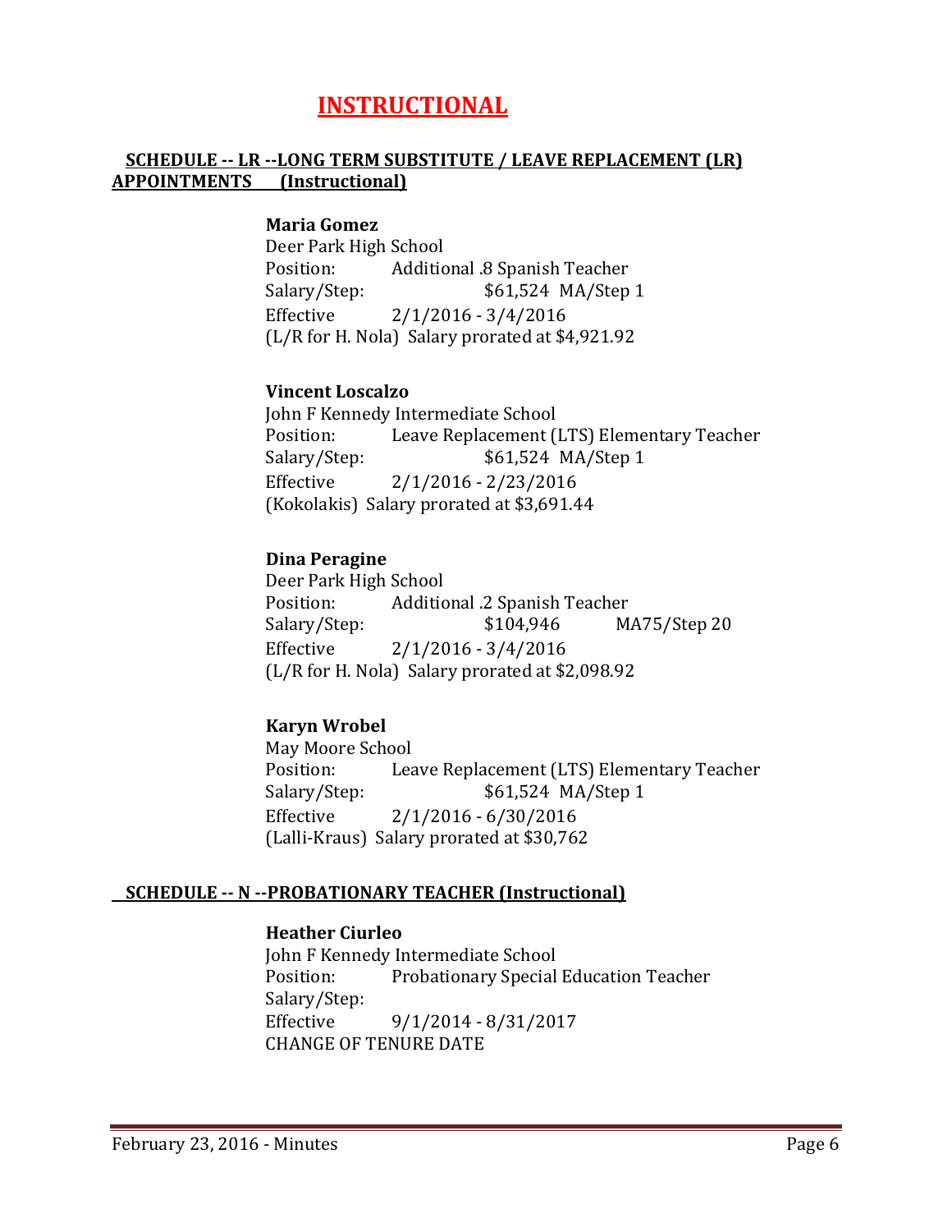# INSTRUCTIONAL

## SCHEDULE -- LR --LONG TERM SUBSTITUTE / LEAVE REPLACEMENT (LR) APPOINTMENTS (Instructional)

**Maria Gomez**
Deer Park High School
Position: Additional .8 Spanish Teacher
Salary/Step: $61,524 MA/Step 1
Effective 2/1/2016 - 3/4/2016
(L/R for H. Nola) Salary prorated at $4,921.92

**Vincent Loscalzo**
John F Kennedy Intermediate School
Position: Leave Replacement (LTS) Elementary Teacher
Salary/Step: $61,524 MA/Step 1
Effective 2/1/2016 - 2/23/2016
(Kokolakis) Salary prorated at $3,691.44

**Dina Peragine**
Deer Park High School
Position: Additional .2 Spanish Teacher
Salary/Step: $104,946 MA75/Step 20
Effective 2/1/2016 - 3/4/2016
(L/R for H. Nola) Salary prorated at $2,098.92

**Karyn Wrobel**
May Moore School
Position: Leave Replacement (LTS) Elementary Teacher
Salary/Step: $61,524 MA/Step 1
Effective 2/1/2016 - 6/30/2016
(Lalli-Kraus) Salary prorated at $30,762

## SCHEDULE -- N --PROBATIONARY TEACHER (Instructional)

**Heather Ciurleo**
John F Kennedy Intermediate School
Position: Probationary Special Education Teacher
Salary/Step:
Effective 9/1/2014 - 8/31/2017
CHANGE OF TENURE DATE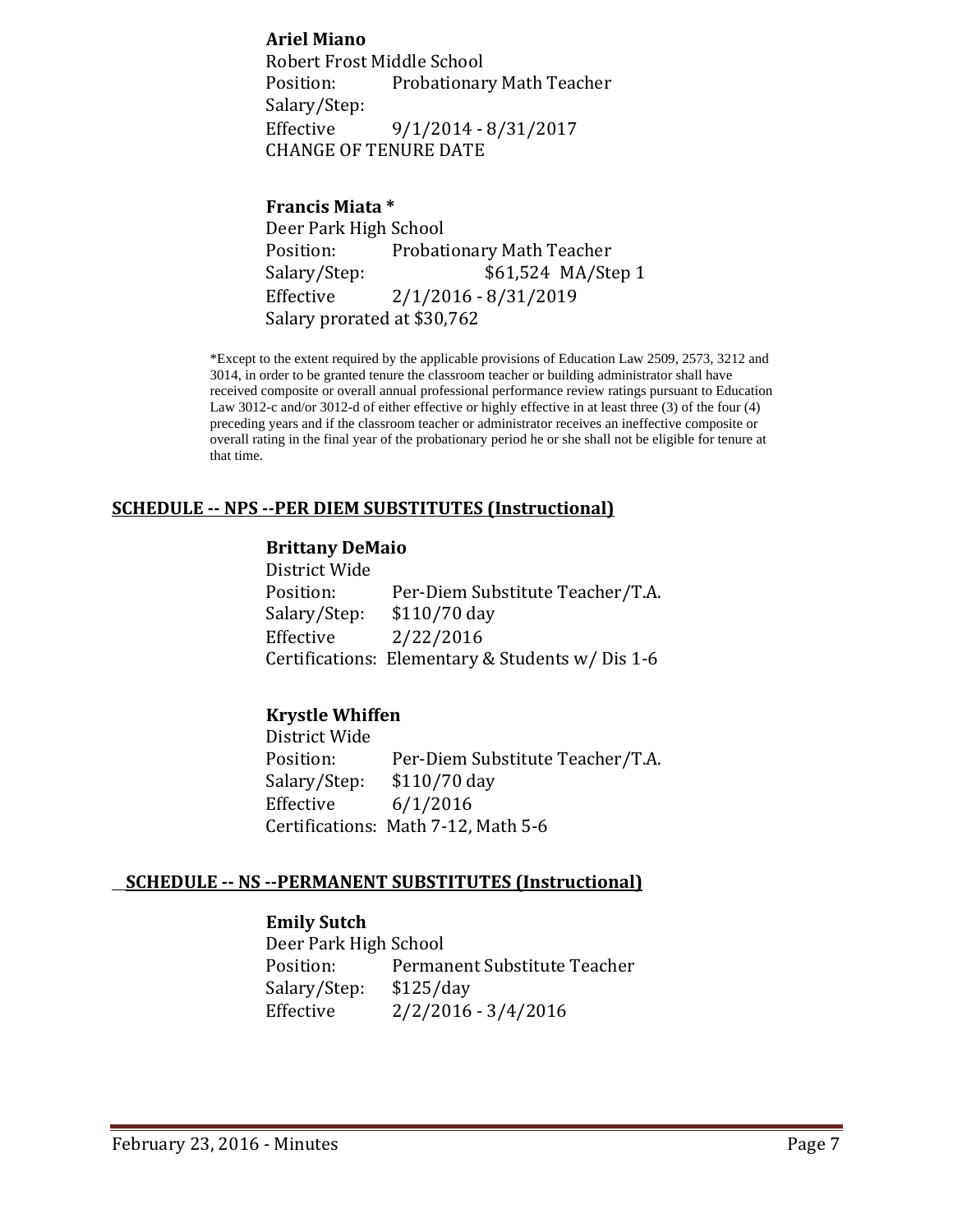**Ariel Miano**
Robert Frost Middle School
Position: Probationary Math Teacher
Salary/Step:
Effective 9/1/2014 - 8/31/2017
CHANGE OF TENURE DATE

**Francis Miata ***
Deer Park High School
Position: Probationary Math Teacher
Salary/Step: $61,524 MA/Step 1
Effective 2/1/2016 - 8/31/2019
Salary prorated at $30,762

*Except to the extent required by the applicable provisions of Education Law 2509, 2573, 3212 and 3014, in order to be granted tenure the classroom teacher or building administrator shall have received composite or overall annual professional performance review ratings pursuant to Education Law 3012-c and/or 3012-d of either effective or highly effective in at least three (3) of the four (4) preceding years and if the classroom teacher or administrator receives an ineffective composite or overall rating in the final year of the probationary period he or she shall not be eligible for tenure at that time.

## SCHEDULE -- NPS --PER DIEM SUBSTITUTES (Instructional)

**Brittany DeMaio**
District Wide
Position: Per-Diem Substitute Teacher/T.A.
Salary/Step: $110/70 day
Effective 2/22/2016
Certifications: Elementary & Students w/ Dis 1-6

**Krystle Whiffen**
District Wide
Position: Per-Diem Substitute Teacher/T.A.
Salary/Step: $110/70 day
Effective 6/1/2016
Certifications: Math 7-12, Math 5-6

## SCHEDULE -- NS --PERMANENT SUBSTITUTES (Instructional)

**Emily Sutch**
Deer Park High School
Position: Permanent Substitute Teacher
Salary/Step: $125/day
Effective 2/2/2016 - 3/4/2016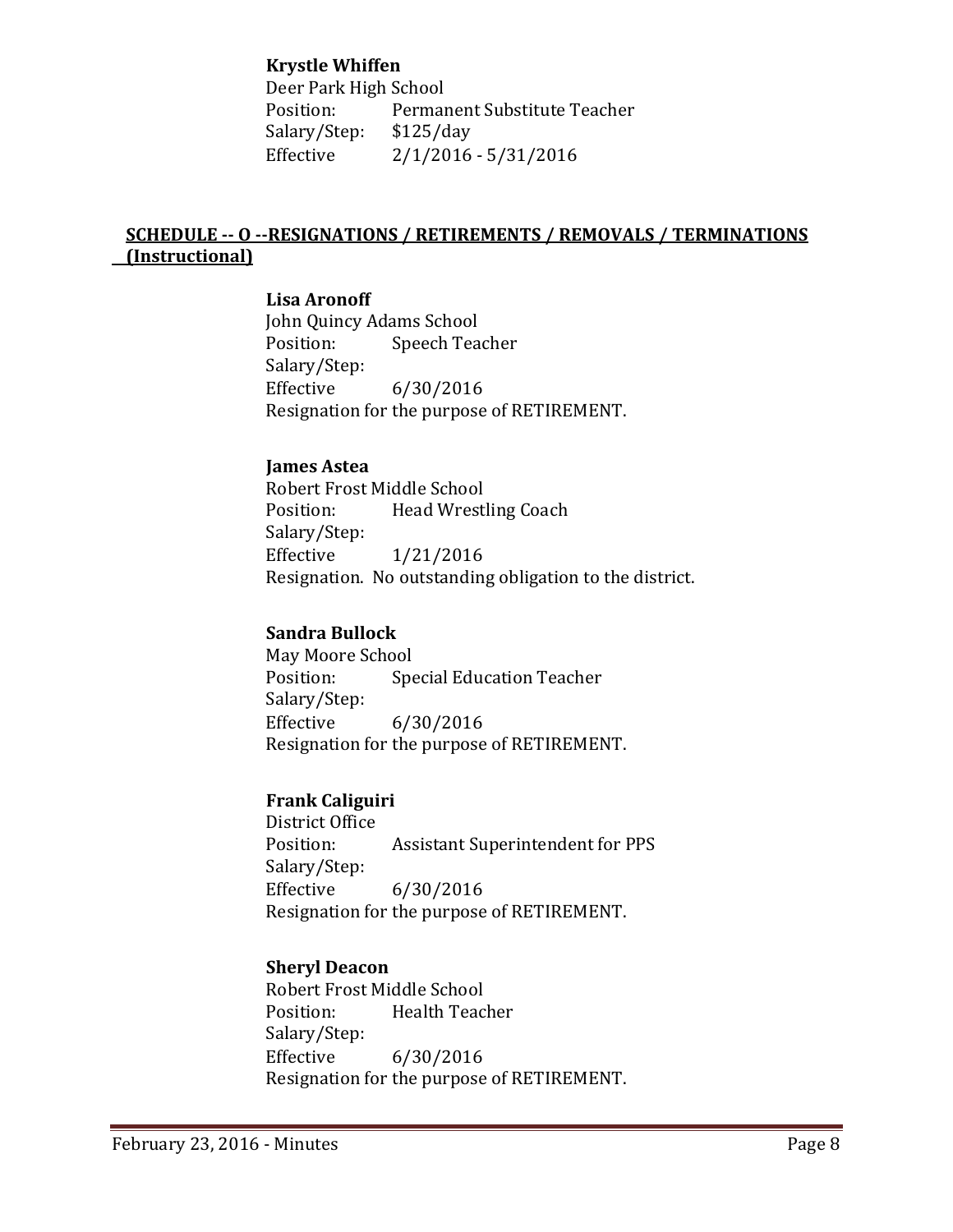**Krystle Whiffen**
Deer Park High School
Position: Permanent Substitute Teacher
Salary/Step: $125/day
Effective 2/1/2016 - 5/31/2016

## SCHEDULE -- O --RESIGNATIONS / RETIREMENTS / REMOVALS / TERMINATIONS (Instructional)

**Lisa Aronoff**
John Quincy Adams School
Position: Speech Teacher
Salary/Step:
Effective 6/30/2016
Resignation for the purpose of RETIREMENT.

**James Astea**
Robert Frost Middle School
Position: Head Wrestling Coach
Salary/Step:
Effective 1/21/2016
Resignation. No outstanding obligation to the district.

**Sandra Bullock**
May Moore School
Position: Special Education Teacher
Salary/Step:
Effective 6/30/2016
Resignation for the purpose of RETIREMENT.

**Frank Caliguiri**
District Office
Position: Assistant Superintendent for PPS
Salary/Step:
Effective 6/30/2016
Resignation for the purpose of RETIREMENT.

**Sheryl Deacon**
Robert Frost Middle School
Position: Health Teacher
Salary/Step:
Effective 6/30/2016
Resignation for the purpose of RETIREMENT.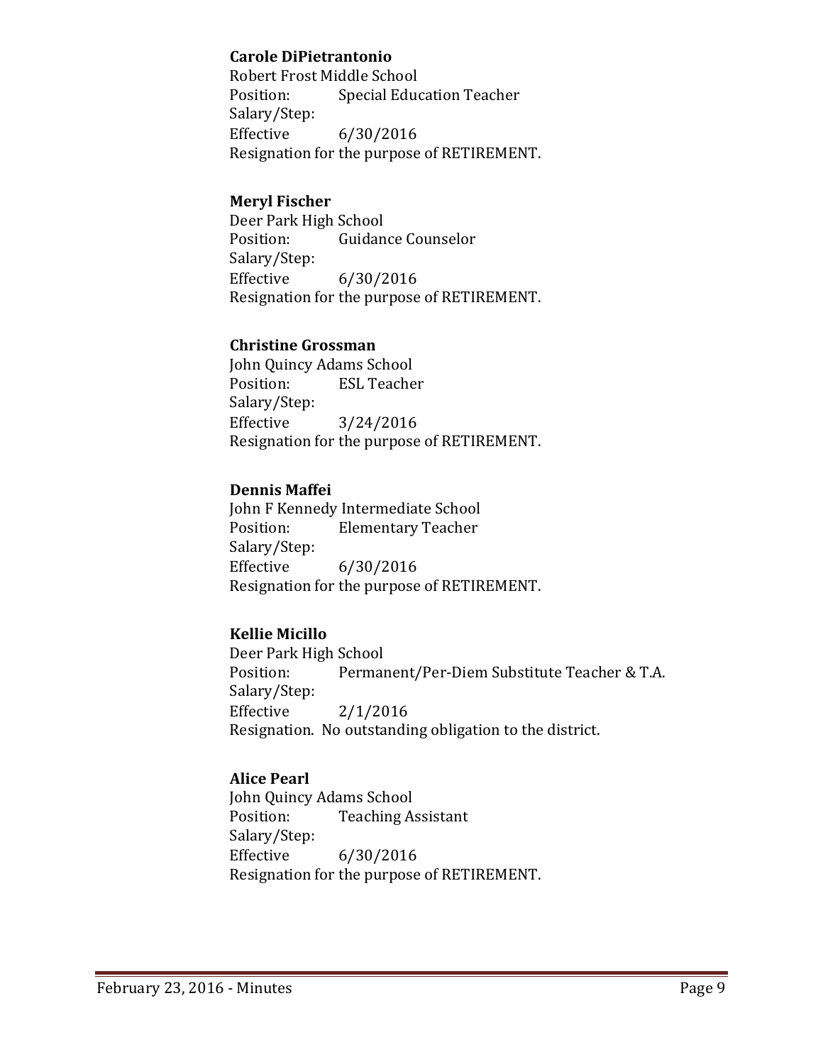**Carole DiPietrantonio**
Robert Frost Middle School
Position: Special Education Teacher
Salary/Step:
Effective 6/30/2016
Resignation for the purpose of RETIREMENT.

**Meryl Fischer**
Deer Park High School
Position: Guidance Counselor
Salary/Step:
Effective 6/30/2016
Resignation for the purpose of RETIREMENT.

**Christine Grossman**
John Quincy Adams School
Position: ESL Teacher
Salary/Step:
Effective 3/24/2016
Resignation for the purpose of RETIREMENT.

**Dennis Maffei**
John F Kennedy Intermediate School
Position: Elementary Teacher
Salary/Step:
Effective 6/30/2016
Resignation for the purpose of RETIREMENT.

**Kellie Micillo**
Deer Park High School
Position: Permanent/Per-Diem Substitute Teacher & T.A.
Salary/Step:
Effective 2/1/2016
Resignation. No outstanding obligation to the district.

**Alice Pearl**
John Quincy Adams School
Position: Teaching Assistant
Salary/Step:
Effective 6/30/2016
Resignation for the purpose of RETIREMENT.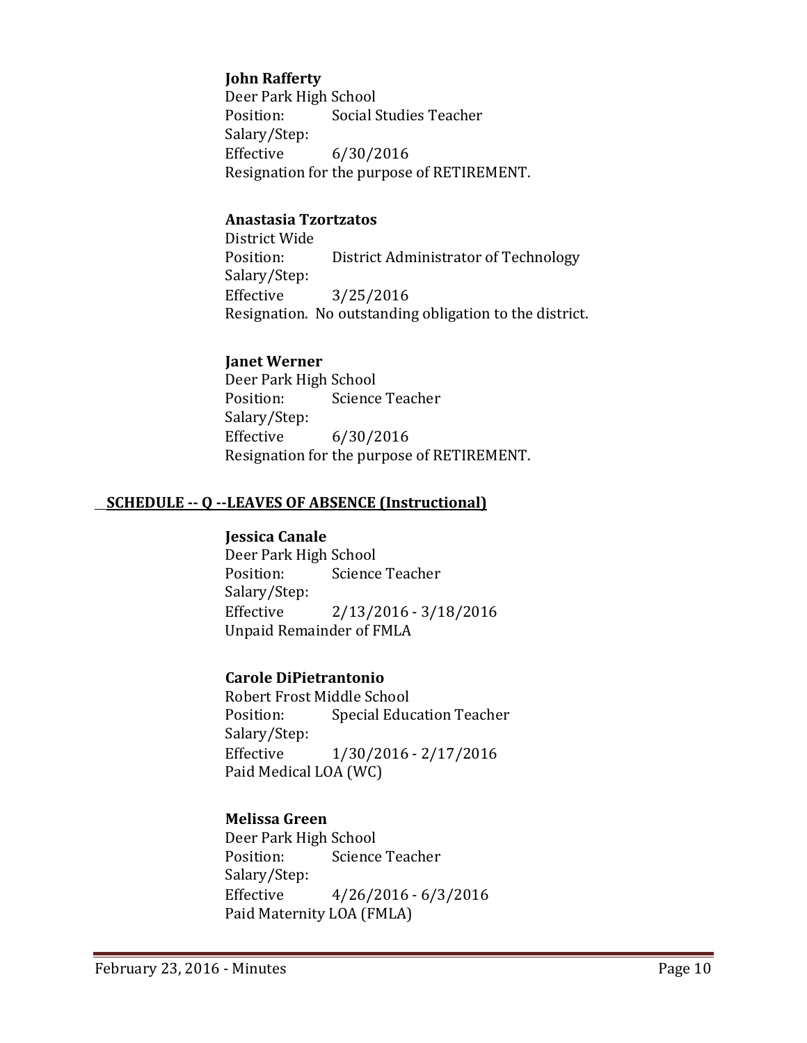**John Rafferty**
Deer Park High School
Position: Social Studies Teacher
Salary/Step:
Effective 6/30/2016
Resignation for the purpose of RETIREMENT.

**Anastasia Tzortzatos**
District Wide
Position: District Administrator of Technology
Salary/Step:
Effective 3/25/2016
Resignation. No outstanding obligation to the district.

**Janet Werner**
Deer Park High School
Position: Science Teacher
Salary/Step:
Effective 6/30/2016
Resignation for the purpose of RETIREMENT.

## SCHEDULE -- Q --LEAVES OF ABSENCE (Instructional)

**Jessica Canale**
Deer Park High School
Position: Science Teacher
Salary/Step:
Effective 2/13/2016 - 3/18/2016
Unpaid Remainder of FMLA

**Carole DiPietrantonio**
Robert Frost Middle School
Position: Special Education Teacher
Salary/Step:
Effective 1/30/2016 - 2/17/2016
Paid Medical LOA (WC)

**Melissa Green**
Deer Park High School
Position: Science Teacher
Salary/Step:
Effective 4/26/2016 - 6/3/2016
Paid Maternity LOA (FMLA)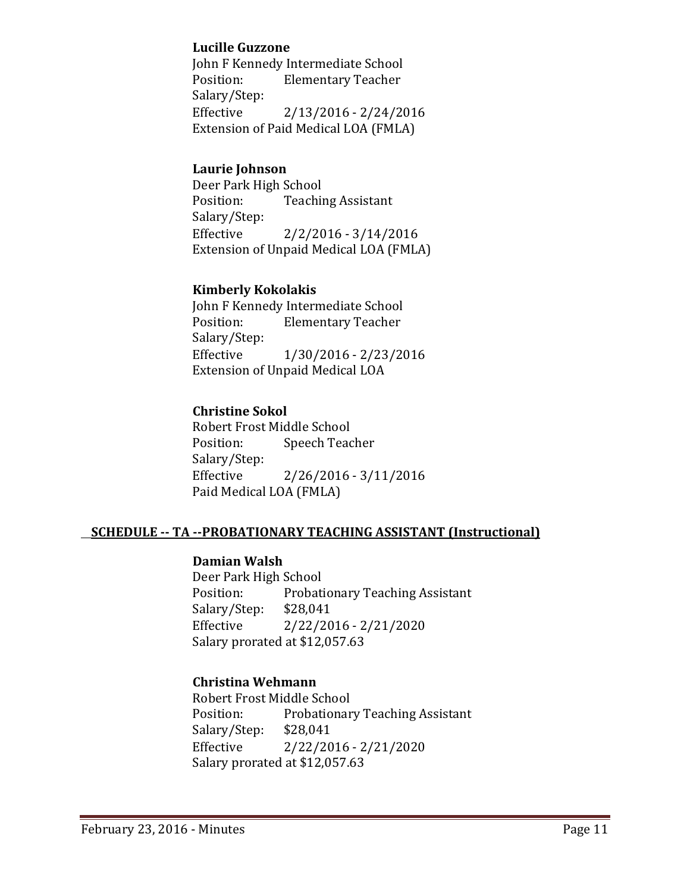**Lucille Guzzone**
John F Kennedy Intermediate School
Position: Elementary Teacher
Salary/Step:
Effective 2/13/2016 - 2/24/2016
Extension of Paid Medical LOA (FMLA)

**Laurie Johnson**
Deer Park High School
Position: Teaching Assistant
Salary/Step:
Effective 2/2/2016 - 3/14/2016
Extension of Unpaid Medical LOA (FMLA)

**Kimberly Kokolakis**
John F Kennedy Intermediate School
Position: Elementary Teacher
Salary/Step:
Effective 1/30/2016 - 2/23/2016
Extension of Unpaid Medical LOA

**Christine Sokol**
Robert Frost Middle School
Position: Speech Teacher
Salary/Step:
Effective 2/26/2016 - 3/11/2016
Paid Medical LOA (FMLA)

**SCHEDULE -- TA --PROBATIONARY TEACHING ASSISTANT (Instructional)**

**Damian Walsh**
Deer Park High School
Position: Probationary Teaching Assistant
Salary/Step: $28,041
Effective 2/22/2016 - 2/21/2020
Salary prorated at $12,057.63

**Christina Wehmann**
Robert Frost Middle School
Position: Probationary Teaching Assistant
Salary/Step: $28,041
Effective 2/22/2016 - 2/21/2020
Salary prorated at $12,057.63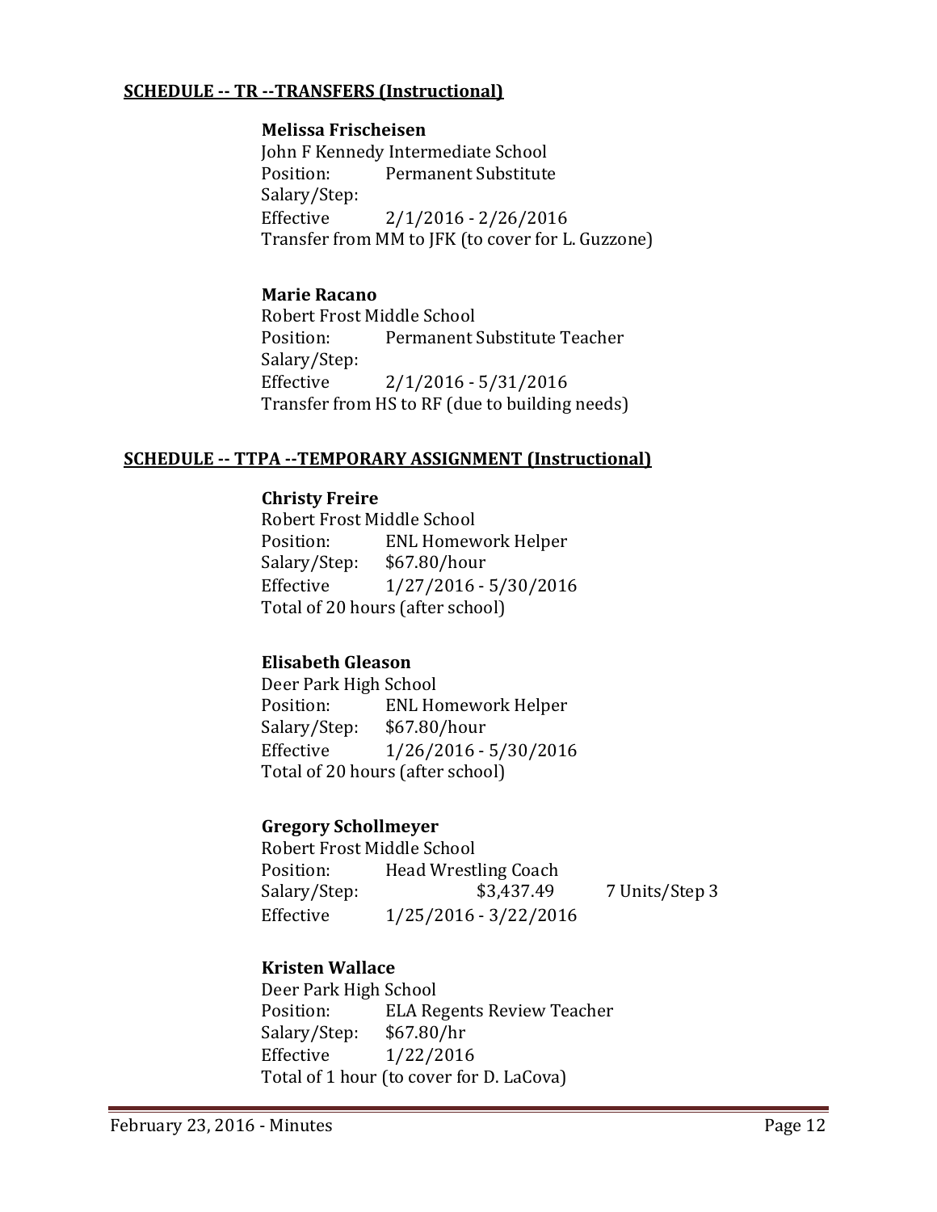## SCHEDULE -- TR --TRANSFERS (Instructional)

**Melissa Frischeisen**
John F Kennedy Intermediate School
Position: Permanent Substitute
Salary/Step:
Effective 2/1/2016 - 2/26/2016
Transfer from MM to JFK (to cover for L. Guzzone)

**Marie Racano**
Robert Frost Middle School
Position: Permanent Substitute Teacher
Salary/Step:
Effective 2/1/2016 - 5/31/2016
Transfer from HS to RF (due to building needs)

## SCHEDULE -- TTPA --TEMPORARY ASSIGNMENT (Instructional)

**Christy Freire**
Robert Frost Middle School
Position: ENL Homework Helper
Salary/Step: $67.80/hour
Effective 1/27/2016 - 5/30/2016
Total of 20 hours (after school)

**Elisabeth Gleason**
Deer Park High School
Position: ENL Homework Helper
Salary/Step: $67.80/hour
Effective 1/26/2016 - 5/30/2016
Total of 20 hours (after school)

**Gregory Schollmeyer**
Robert Frost Middle School
Position: Head Wrestling Coach
Salary/Step: $3,437.49 7 Units/Step 3
Effective 1/25/2016 - 3/22/2016

**Kristen Wallace**
Deer Park High School
Position: ELA Regents Review Teacher
Salary/Step: $67.80/hr
Effective 1/22/2016
Total of 1 hour (to cover for D. LaCova)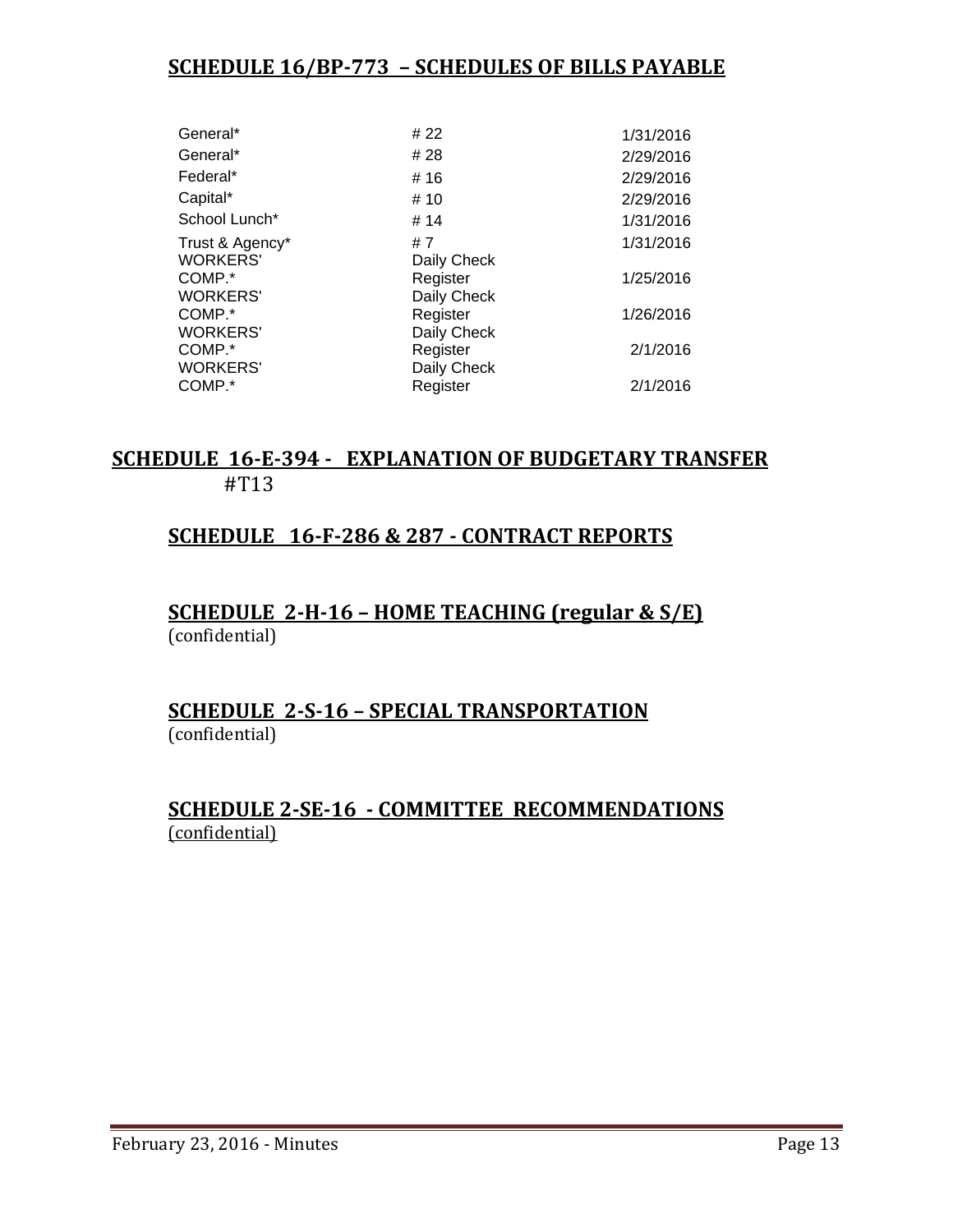## SCHEDULE 16/BP-773 – SCHEDULES OF BILLS PAYABLE

| | | |
|---|---|---|
| General* | # 22 | 1/31/2016 |
| General* | # 28 | 2/29/2016 |
| Federal* | # 16 | 2/29/2016 |
| Capital* | # 10 | 2/29/2016 |
| School Lunch* | # 14 | 1/31/2016 |
| Trust & Agency* | # 7 | 1/31/2016 |
| WORKERS' COMP.* | Daily Check Register | 1/25/2016 |
| WORKERS' COMP.* | Daily Check Register | 1/26/2016 |
| WORKERS' COMP.* | Daily Check Register | 2/1/2016 |
| WORKERS' COMP.* | Daily Check Register | 2/1/2016 |

## SCHEDULE 16-E-394 - EXPLANATION OF BUDGETARY TRANSFER

#T13

## SCHEDULE 16-F-286 & 287 - CONTRACT REPORTS

## SCHEDULE 2-H-16 – HOME TEACHING (regular & S/E)

(confidential)

## SCHEDULE 2-S-16 – SPECIAL TRANSPORTATION

(confidential)

## SCHEDULE 2-SE-16 - COMMITTEE RECOMMENDATIONS

(confidential)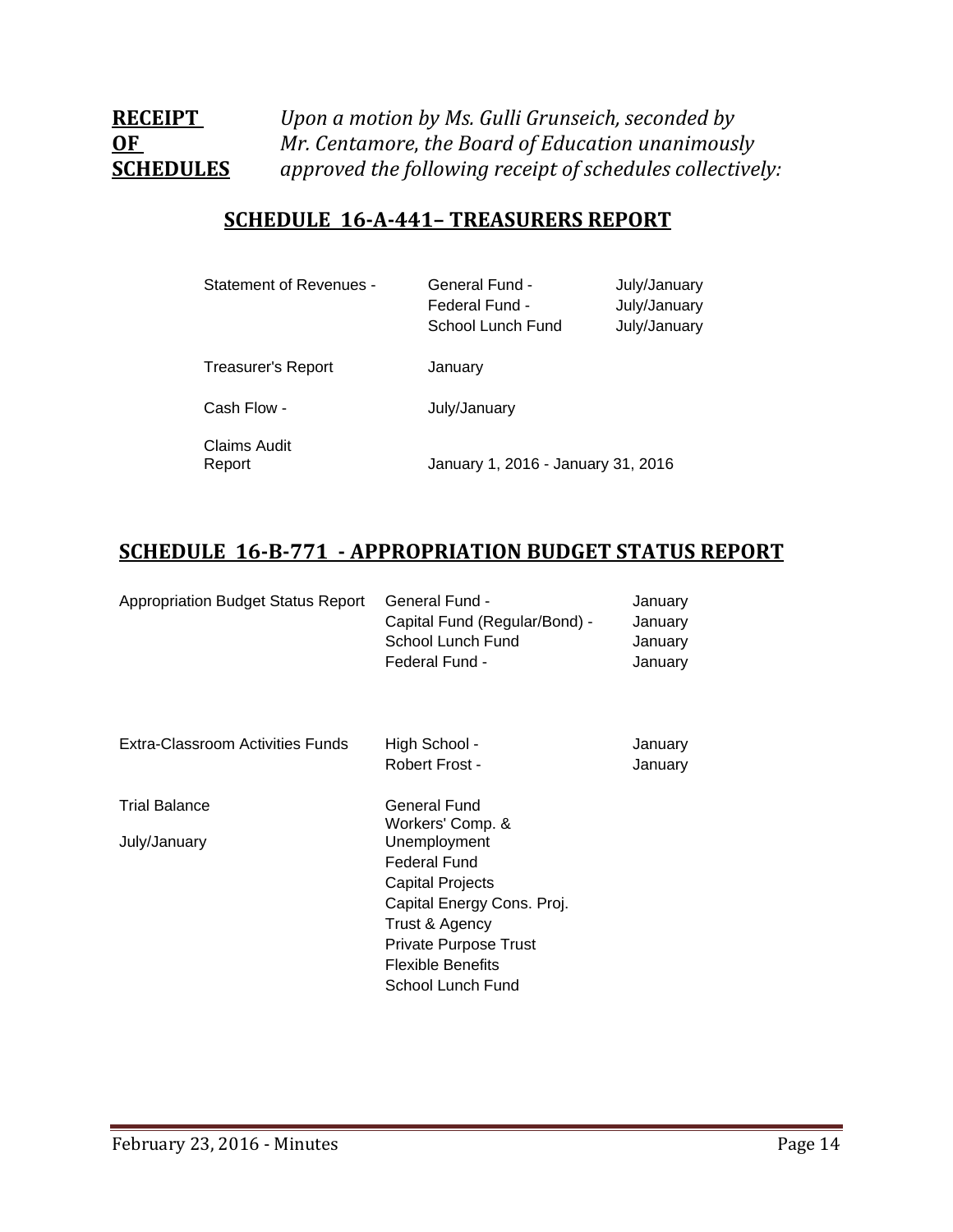**RECEIPT OF SCHEDULES** *Upon a motion by Ms. Gulli Grunseich, seconded by Mr. Centamore, the Board of Education unanimously approved the following receipt of schedules collectively:*

## SCHEDULE 16-A-441– TREASURERS REPORT

| | | |
|---|---|---|
| Statement of Revenues - | General Fund - | July/January |
| | Federal Fund - | July/January |
| | School Lunch Fund | July/January |
| Treasurer's Report | January | |
| Cash Flow - | July/January | |
| Claims Audit Report | January 1, 2016 - January 31, 2016 | |

## SCHEDULE 16-B-771 - APPROPRIATION BUDGET STATUS REPORT

| | | |
|---|---|---|
| Appropriation Budget Status Report | General Fund - | January |
| | Capital Fund (Regular/Bond) - | January |
| | School Lunch Fund | January |
| | Federal Fund - | January |
| Extra-Classroom Activities Funds | High School - | January |
| | Robert Frost - | January |
| Trial Balance | General Fund | |
| July/January | Workers' Comp. & Unemployment | |
| | Federal Fund | |
| | Capital Projects | |
| | Capital Energy Cons. Proj. | |
| | Trust & Agency | |
| | Private Purpose Trust | |
| | Flexible Benefits | |
| | School Lunch Fund | |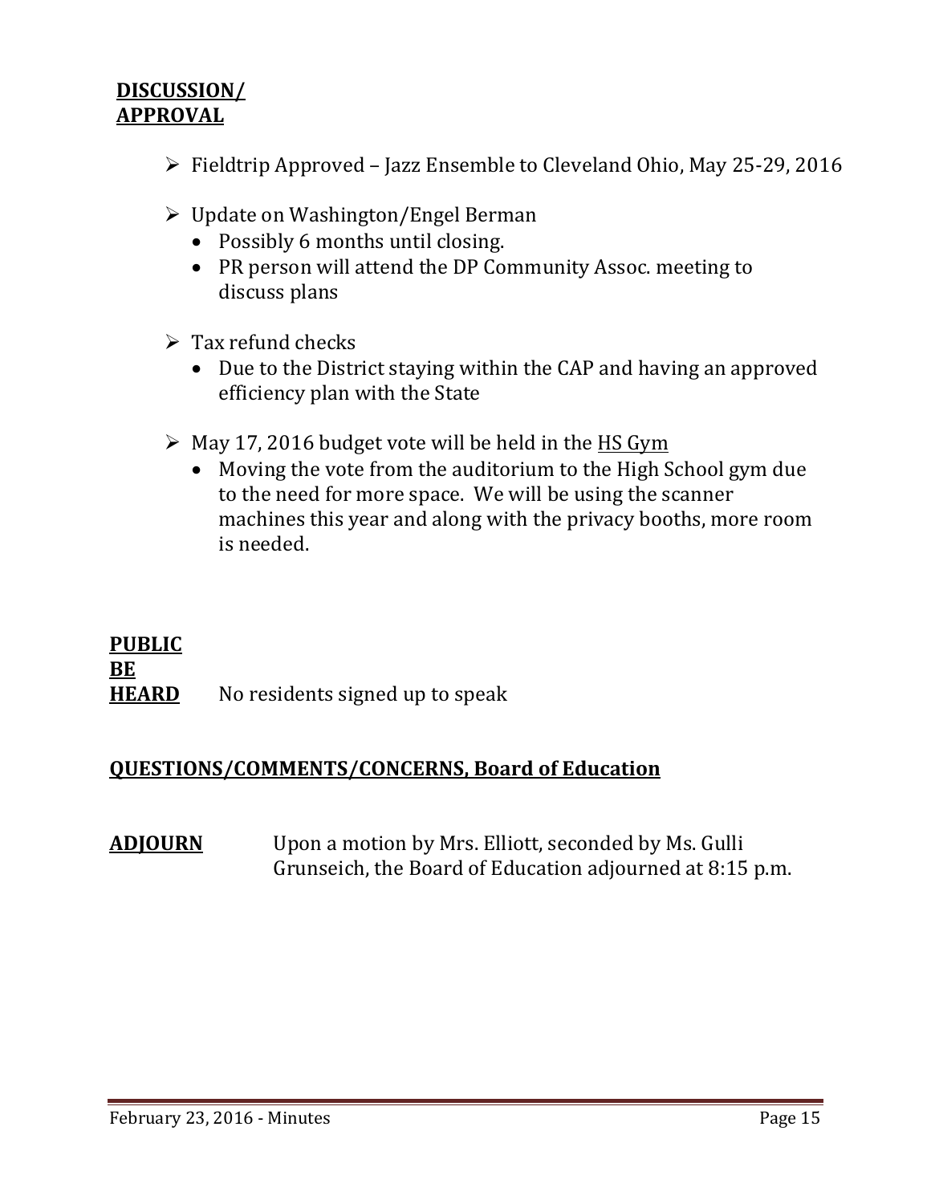**DISCUSSION/ APPROVAL**

- Fieldtrip Approved – Jazz Ensemble to Cleveland Ohio, May 25-29, 2016
- Update on Washington/Engel Berman
  - Possibly 6 months until closing.
  - PR person will attend the DP Community Assoc. meeting to discuss plans
- Tax refund checks
  - Due to the District staying within the CAP and having an approved efficiency plan with the State
- May 17, 2016 budget vote will be held in the HS Gym
  - Moving the vote from the auditorium to the High School gym due to the need for more space. We will be using the scanner machines this year and along with the privacy booths, more room is needed.

**PUBLIC BE HEARD** No residents signed up to speak

**QUESTIONS/COMMENTS/CONCERNS, Board of Education**

**ADJOURN** Upon a motion by Mrs. Elliott, seconded by Ms. Gulli Grunseich, the Board of Education adjourned at 8:15 p.m.